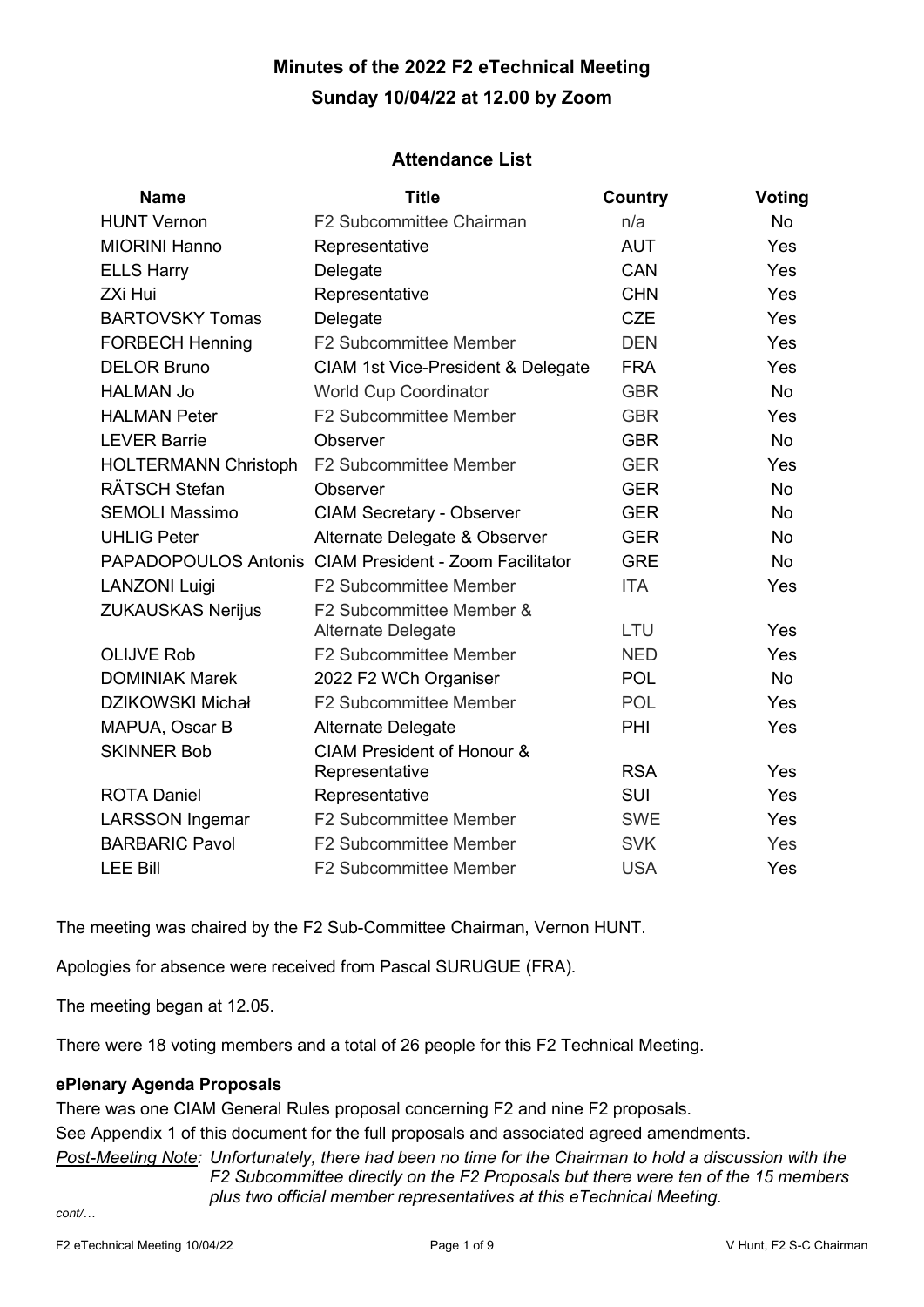# Minutes of the 2022 F2 eTechnical Meeting

# Sunday 10/04/22 at 12.00 by Zoom

## Attendance List

| Name | Title | Country | Voting |
|---|---|---|---|
| HUNT Vernon | F2 Subcommittee Chairman | n/a | No |
| MIORINI Hanno | Representative | AUT | Yes |
| ELLS Harry | Delegate | CAN | Yes |
| ZXi Hui | Representative | CHN | Yes |
| BARTOVSKY Tomas | Delegate | CZE | Yes |
| FORBECH Henning | F2 Subcommittee Member | DEN | Yes |
| DELOR Bruno | CIAM 1st Vice-President & Delegate | FRA | Yes |
| HALMAN Jo | World Cup Coordinator | GBR | No |
| HALMAN Peter | F2 Subcommittee Member | GBR | Yes |
| LEVER Barrie | Observer | GBR | No |
| HOLTERMANN Christoph | F2 Subcommittee Member | GER | Yes |
| RÄTSCH Stefan | Observer | GER | No |
| SEMOLI Massimo | CIAM Secretary - Observer | GER | No |
| UHLIG Peter | Alternate Delegate & Observer | GER | No |
| PAPADOPOULOS Antonis | CIAM President - Zoom Facilitator | GRE | No |
| LANZONI Luigi | F2 Subcommittee Member | ITA | Yes |
| ZUKAUSKAS Nerijus | F2 Subcommittee Member & Alternate Delegate | LTU | Yes |
| OLIJVE Rob | F2 Subcommittee Member | NED | Yes |
| DOMINIAK Marek | 2022 F2 WCh Organiser | POL | No |
| DZIKOWSKI Michał | F2 Subcommittee Member | POL | Yes |
| MAPUA, Oscar B | Alternate Delegate | PHI | Yes |
| SKINNER Bob | CIAM President of Honour & Representative | RSA | Yes |
| ROTA Daniel | Representative | SUI | Yes |
| LARSSON Ingemar | F2 Subcommittee Member | SWE | Yes |
| BARBARIC Pavol | F2 Subcommittee Member | SVK | Yes |
| LEE Bill | F2 Subcommittee Member | USA | Yes |

The meeting was chaired by the F2 Sub-Committee Chairman, Vernon HUNT.

Apologies for absence were received from Pascal SURUGUE (FRA).

The meeting began at 12.05.

There were 18 voting members and a total of 26 people for this F2 Technical Meeting.

**ePlenary Agenda Proposals**

There was one CIAM General Rules proposal concerning F2 and nine F2 proposals.

See Appendix 1 of this document for the full proposals and associated agreed amendments.

*Post-Meeting Note: Unfortunately, there had been no time for the Chairman to hold a discussion with the F2 Subcommittee directly on the F2 Proposals but there were ten of the 15 members plus two official member representatives at this eTechnical Meeting.*

*cont/…*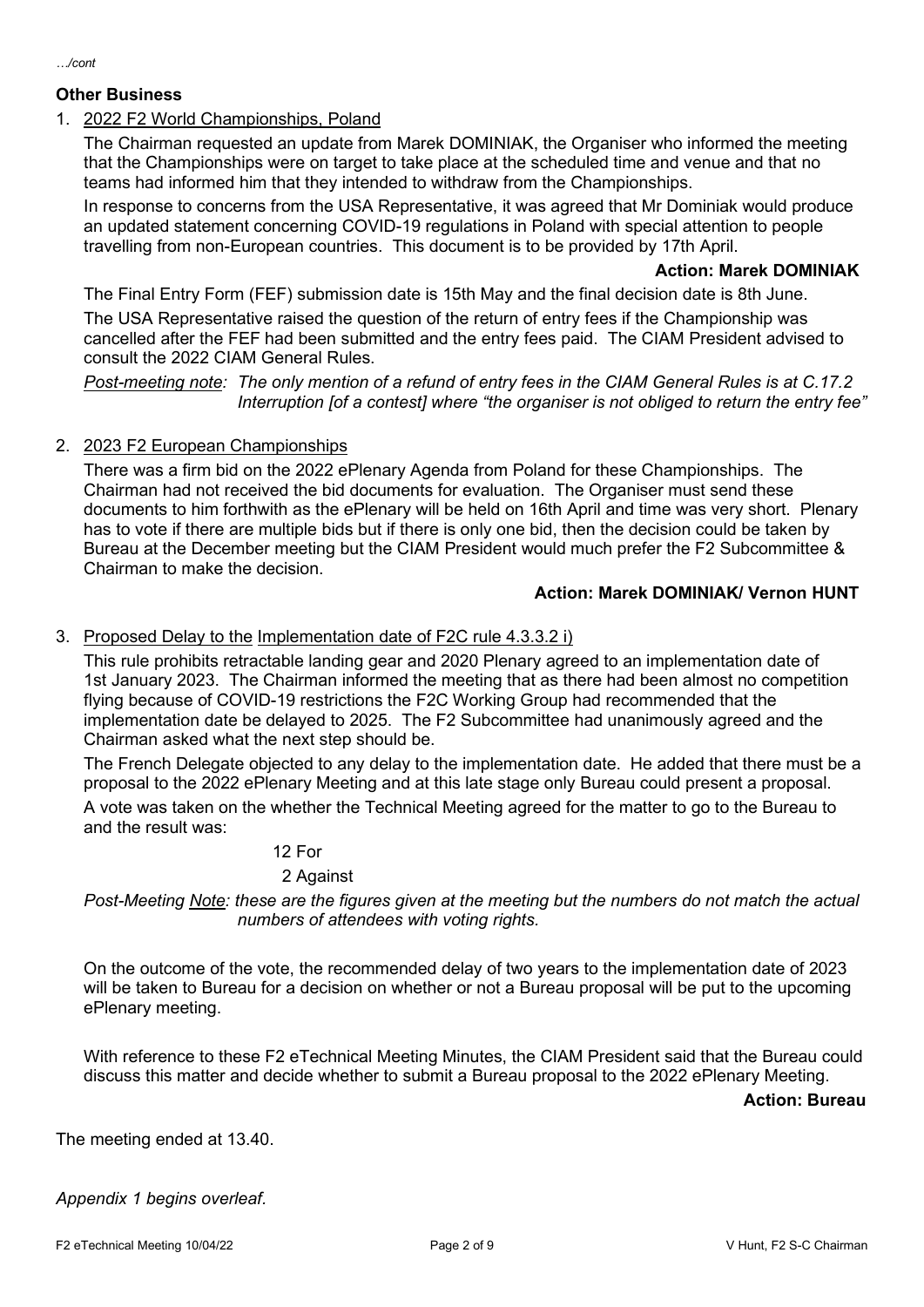*.../cont*

**Other Business**

1. 2022 F2 World Championships, Poland

   The Chairman requested an update from Marek DOMINIAK, the Organiser who informed the meeting that the Championships were on target to take place at the scheduled time and venue and that no teams had informed him that they intended to withdraw from the Championships.

   In response to concerns from the USA Representative, it was agreed that Mr Dominiak would produce an updated statement concerning COVID-19 regulations in Poland with special attention to people travelling from non-European countries. This document is to be provided by 17th April.

   **Action: Marek DOMINIAK**

   The Final Entry Form (FEF) submission date is 15th May and the final decision date is 8th June.

   The USA Representative raised the question of the return of entry fees if the Championship was cancelled after the FEF had been submitted and the entry fees paid. The CIAM President advised to consult the 2022 CIAM General Rules.

   *Post-meeting note: The only mention of a refund of entry fees in the CIAM General Rules is at C.17.2 Interruption [of a contest] where "the organiser is not obliged to return the entry fee"*

2. 2023 F2 European Championships

   There was a firm bid on the 2022 ePlenary Agenda from Poland for these Championships. The Chairman had not received the bid documents for evaluation. The Organiser must send these documents to him forthwith as the ePlenary will be held on 16th April and time was very short. Plenary has to vote if there are multiple bids but if there is only one bid, then the decision could be taken by Bureau at the December meeting but the CIAM President would much prefer the F2 Subcommittee & Chairman to make the decision.

   **Action: Marek DOMINIAK/ Vernon HUNT**

3. Proposed Delay to the Implementation date of F2C rule 4.3.3.2 i)

   This rule prohibits retractable landing gear and 2020 Plenary agreed to an implementation date of 1st January 2023. The Chairman informed the meeting that as there had been almost no competition flying because of COVID-19 restrictions the F2C Working Group had recommended that the implementation date be delayed to 2025. The F2 Subcommittee had unanimously agreed and the Chairman asked what the next step should be.

   The French Delegate objected to any delay to the implementation date. He added that there must be a proposal to the 2022 ePlenary Meeting and at this late stage only Bureau could present a proposal.

   A vote was taken on the whether the Technical Meeting agreed for the matter to go to the Bureau to and the result was:

   12 For

   2 Against

   *Post-Meeting Note: these are the figures given at the meeting but the numbers do not match the actual numbers of attendees with voting rights.*

   On the outcome of the vote, the recommended delay of two years to the implementation date of 2023 will be taken to Bureau for a decision on whether or not a Bureau proposal will be put to the upcoming ePlenary meeting.

   With reference to these F2 eTechnical Meeting Minutes, the CIAM President said that the Bureau could discuss this matter and decide whether to submit a Bureau proposal to the 2022 ePlenary Meeting.

   **Action: Bureau**

The meeting ended at 13.40.

*Appendix 1 begins overleaf.*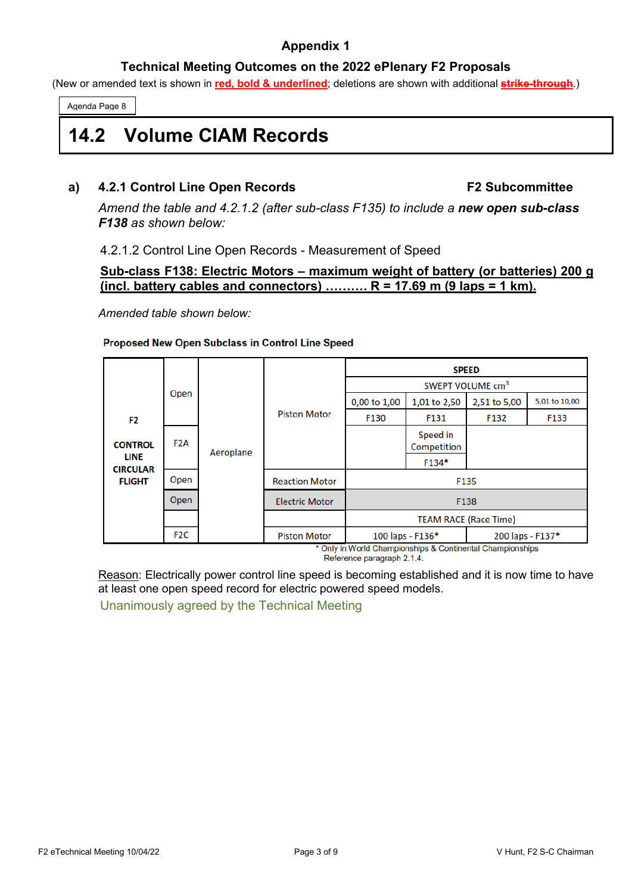# Appendix 1

## Technical Meeting Outcomes on the 2022 ePlenary F2 Proposals

(New or amended text is shown in **red, bold & underlined**; deletions are shown with additional ~~strike-through~~.)

Agenda Page 8

# 14.2 Volume CIAM Records

### a) 4.2.1 Control Line Open Records — F2 Subcommittee

*Amend the table and 4.2.1.2 (after sub-class F135) to include a* ***new open sub-class F138*** *as shown below:*

4.2.1.2 Control Line Open Records - Measurement of Speed

**Sub-class F138: Electric Motors – maximum weight of battery (or batteries) 200 g (incl. battery cables and connectors) ………. R = 17.69 m (9 laps = 1 km).**

*Amended table shown below:*

**Proposed New Open Subclass in Control Line Speed**

| F2 CONTROL LINE CIRCULAR FLIGHT | | | | SPEED | | | |
|---|---|---|---|---|---|---|---|
| | | | | SWEPT VOLUME cm³ | | | |
| | Open | Aeroplane | Piston Motor | 0,00 to 1,00 | 1,01 to 2,50 | 2,51 to 5,00 | 5,01 to 10,00 |
| | | | | F130 | F131 | F132 | F133 |
| | F2A | | | | Speed in Competition | | |
| | | | | | F134* | | |
| | Open | | Reaction Motor | F135 | | | |
| | Open | | Electric Motor | F138 | | | |
| | | | | TEAM RACE (Race Time) | | | |
| | F2C | | Piston Motor | 100 laps - F136* | | 200 laps - F137* | |

\* Only in World Championships & Continental Championships
Reference paragraph 2.1.4.

Reason: Electrically power control line speed is becoming established and it is now time to have at least one open speed record for electric powered speed models.

Unanimously agreed by the Technical Meeting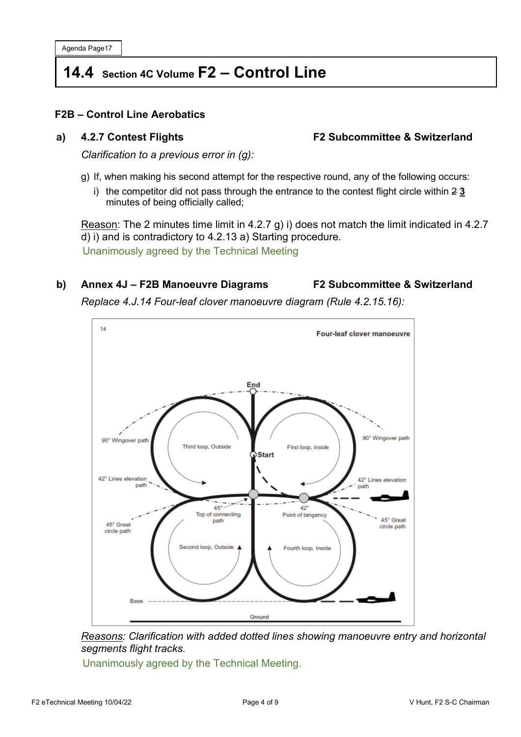Agenda Page17

# 14.4 Section 4C Volume F2 – Control Line

## F2B – Control Line Aerobatics

### a) 4.2.7 Contest Flights — F2 Subcommittee & Switzerland

*Clarification to a previous error in (g):*

g) If, when making his second attempt for the respective round, any of the following occurs:

i) the competitor did not pass through the entrance to the contest flight circle within ~~2~~ **3** minutes of being officially called;

Reason: The 2 minutes time limit in 4.2.7 g) i) does not match the limit indicated in 4.2.7 d) i) and is contradictory to 4.2.13 a) Starting procedure.

Unanimously agreed by the Technical Meeting

### b) Annex 4J – F2B Manoeuvre Diagrams — F2 Subcommittee & Switzerland

*Replace 4.J.14 Four-leaf clover manoeuvre diagram (Rule 4.2.15.16):*

14 — Four-leaf clover manoeuvre

End — Start — Third loop, Outside — First loop, inside — Second loop, Outside — Fourth loop, Inside — 90° Wingover path — 42° Lines elevation path — 45° Great circle path — 45° Top of connecting path — 42° Point of tangency — Base — Ground

*Reasons: Clarification with added dotted lines showing manoeuvre entry and horizontal segments flight tracks.*

Unanimously agreed by the Technical Meeting.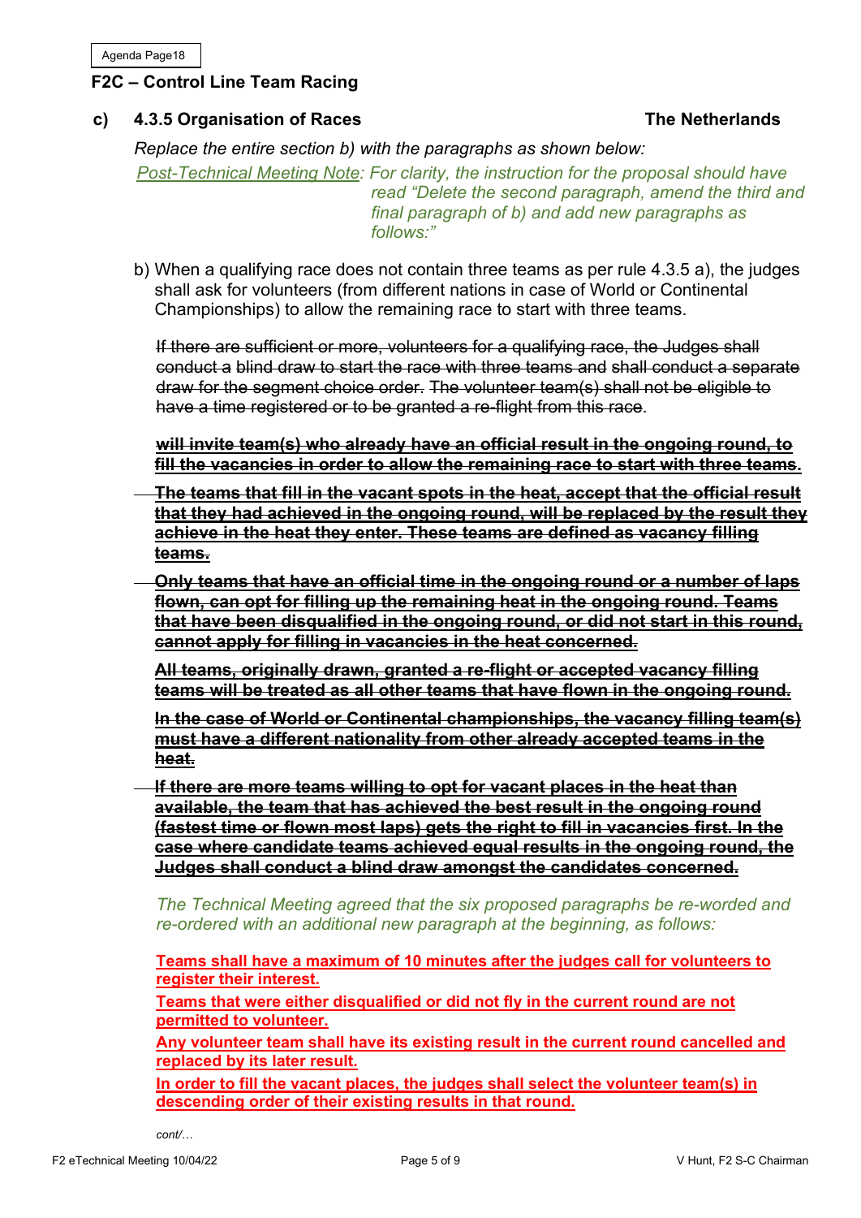Agenda Page18

## F2C – Control Line Team Racing

### c) 4.3.5 Organisation of Races — The Netherlands

*Replace the entire section b) with the paragraphs as shown below:*

*Post-Technical Meeting Note: For clarity, the instruction for the proposal should have read "Delete the second paragraph, amend the third and final paragraph of b) and add new paragraphs as follows:"*

b) When a qualifying race does not contain three teams as per rule 4.3.5 a), the judges shall ask for volunteers (from different nations in case of World or Continental Championships) to allow the remaining race to start with three teams.

~~If there are sufficient or more, volunteers for a qualifying race, the Judges shall conduct a blind draw to start the race with three teams and shall conduct a separate draw for the segment choice order. The volunteer team(s) shall not be eligible to have a time registered or to be granted a re-flight from this race.~~

~~**will invite team(s) who already have an official result in the ongoing round, to fill the vacancies in order to allow the remaining race to start with three teams.**~~

~~**The teams that fill in the vacant spots in the heat, accept that the official result that they had achieved in the ongoing round, will be replaced by the result they achieve in the heat they enter. These teams are defined as vacancy filling teams.**~~

~~**Only teams that have an official time in the ongoing round or a number of laps flown, can opt for filling up the remaining heat in the ongoing round. Teams that have been disqualified in the ongoing round, or did not start in this round, cannot apply for filling in vacancies in the heat concerned.**~~

~~**All teams, originally drawn, granted a re-flight or accepted vacancy filling teams will be treated as all other teams that have flown in the ongoing round.**~~

~~**In the case of World or Continental championships, the vacancy filling team(s) must have a different nationality from other already accepted teams in the heat.**~~

~~**If there are more teams willing to opt for vacant places in the heat than available, the team that has achieved the best result in the ongoing round (fastest time or flown most laps) gets the right to fill in vacancies first. In the case where candidate teams achieved equal results in the ongoing round, the Judges shall conduct a blind draw amongst the candidates concerned.**~~

*The Technical Meeting agreed that the six proposed paragraphs be re-worded and re-ordered with an additional new paragraph at the beginning, as follows:*

**Teams shall have a maximum of 10 minutes after the judges call for volunteers to register their interest.**

**Teams that were either disqualified or did not fly in the current round are not permitted to volunteer.**

**Any volunteer team shall have its existing result in the current round cancelled and replaced by its later result.**

**In order to fill the vacant places, the judges shall select the volunteer team(s) in descending order of their existing results in that round.**

*cont/…*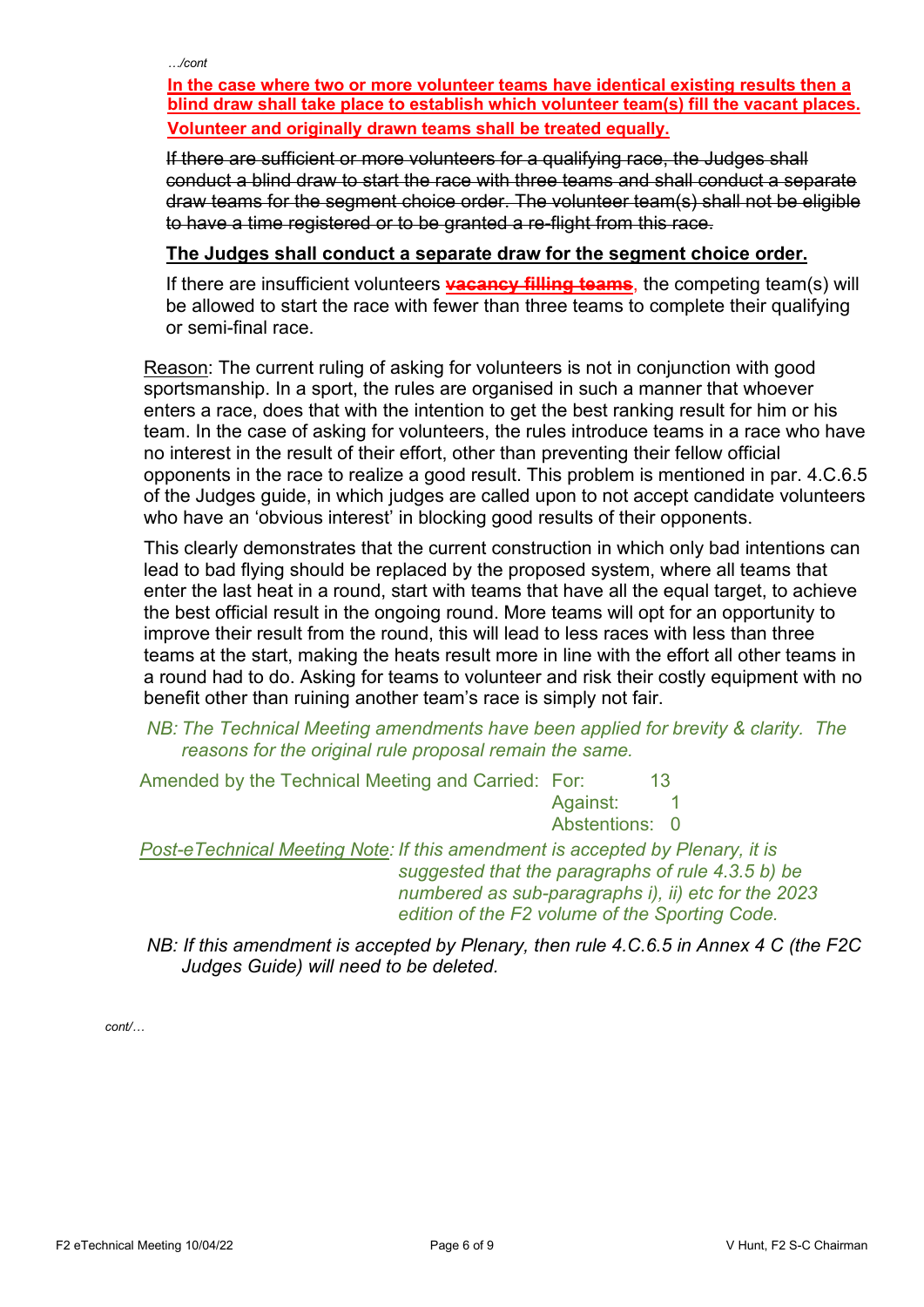…/cont

**In the case where two or more volunteer teams have identical existing results then a blind draw shall take place to establish which volunteer team(s) fill the vacant places. Volunteer and originally drawn teams shall be treated equally.**

~~If there are sufficient or more volunteers for a qualifying race, the Judges shall conduct a blind draw to start the race with three teams and shall conduct a separate draw teams for the segment choice order. The volunteer team(s) shall not be eligible to have a time registered or to be granted a re-flight from this race.~~

**The Judges shall conduct a separate draw for the segment choice order.**

If there are insufficient volunteers ~~**vacancy filling teams**~~, the competing team(s) will be allowed to start the race with fewer than three teams to complete their qualifying or semi-final race.

Reason: The current ruling of asking for volunteers is not in conjunction with good sportsmanship. In a sport, the rules are organised in such a manner that whoever enters a race, does that with the intention to get the best ranking result for him or his team. In the case of asking for volunteers, the rules introduce teams in a race who have no interest in the result of their effort, other than preventing their fellow official opponents in the race to realize a good result. This problem is mentioned in par. 4.C.6.5 of the Judges guide, in which judges are called upon to not accept candidate volunteers who have an 'obvious interest' in blocking good results of their opponents.

This clearly demonstrates that the current construction in which only bad intentions can lead to bad flying should be replaced by the proposed system, where all teams that enter the last heat in a round, start with teams that have all the equal target, to achieve the best official result in the ongoing round. More teams will opt for an opportunity to improve their result from the round, this will lead to less races with less than three teams at the start, making the heats result more in line with the effort all other teams in a round had to do. Asking for teams to volunteer and risk their costly equipment with no benefit other than ruining another team's race is simply not fair.

*NB: The Technical Meeting amendments have been applied for brevity & clarity. The reasons for the original rule proposal remain the same.*

Amended by the Technical Meeting and Carried: For: 13
Against: 1
Abstentions: 0

Post-eTechnical Meeting Note: *If this amendment is accepted by Plenary, it is suggested that the paragraphs of rule 4.3.5 b) be numbered as sub-paragraphs i), ii) etc for the 2023 edition of the F2 volume of the Sporting Code.*

*NB: If this amendment is accepted by Plenary, then rule 4.C.6.5 in Annex 4 C (the F2C Judges Guide) will need to be deleted.*

*cont/…*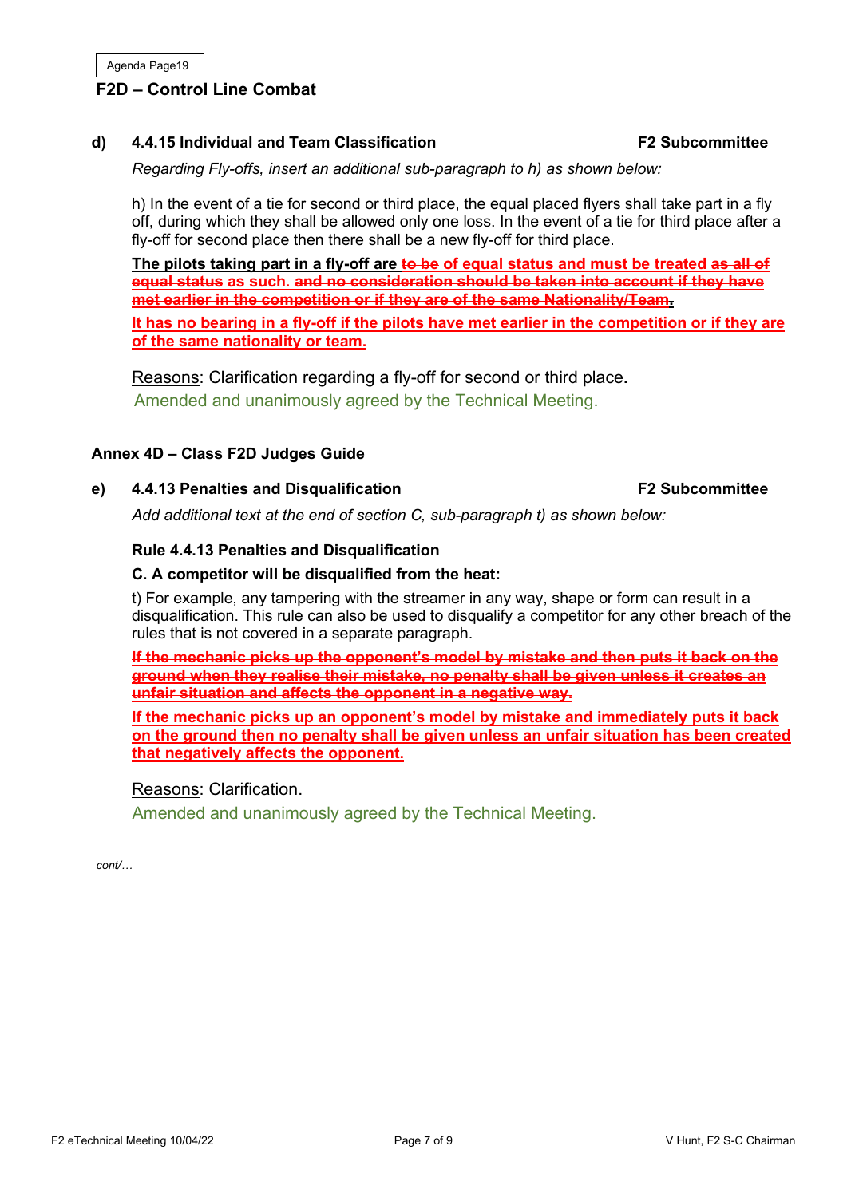Agenda Page19

## F2D – Control Line Combat

**d) 4.4.15 Individual and Team Classification** **F2 Subcommittee**

*Regarding Fly-offs, insert an additional sub-paragraph to h) as shown below:*

h) In the event of a tie for second or third place, the equal placed flyers shall take part in a fly off, during which they shall be allowed only one loss. In the event of a tie for third place after a fly-off for second place then there shall be a new fly-off for third place.

**The pilots taking part in a fly-off are ~~to be~~ of equal status and must be treated ~~as all of equal status~~ as such. ~~and no consideration should be taken into account if they have met earlier in the competition or if they are of the same Nationality/Team.~~**

**It has no bearing in a fly-off if the pilots have met earlier in the competition or if they are of the same nationality or team.**

Reasons: Clarification regarding a fly-off for second or third place.

Amended and unanimously agreed by the Technical Meeting.

### Annex 4D – Class F2D Judges Guide

**e) 4.4.13 Penalties and Disqualification** **F2 Subcommittee**

*Add additional text at the end of section C, sub-paragraph t) as shown below:*

**Rule 4.4.13 Penalties and Disqualification**

**C. A competitor will be disqualified from the heat:**

t) For example, any tampering with the streamer in any way, shape or form can result in a disqualification. This rule can also be used to disqualify a competitor for any other breach of the rules that is not covered in a separate paragraph.

**~~If the mechanic picks up the opponent's model by mistake and then puts it back on the ground when they realise their mistake, no penalty shall be given unless it creates an unfair situation and affects the opponent in a negative way.~~**

**If the mechanic picks up an opponent's model by mistake and immediately puts it back on the ground then no penalty shall be given unless an unfair situation has been created that negatively affects the opponent.**

Reasons: Clarification.

Amended and unanimously agreed by the Technical Meeting.

*cont/…*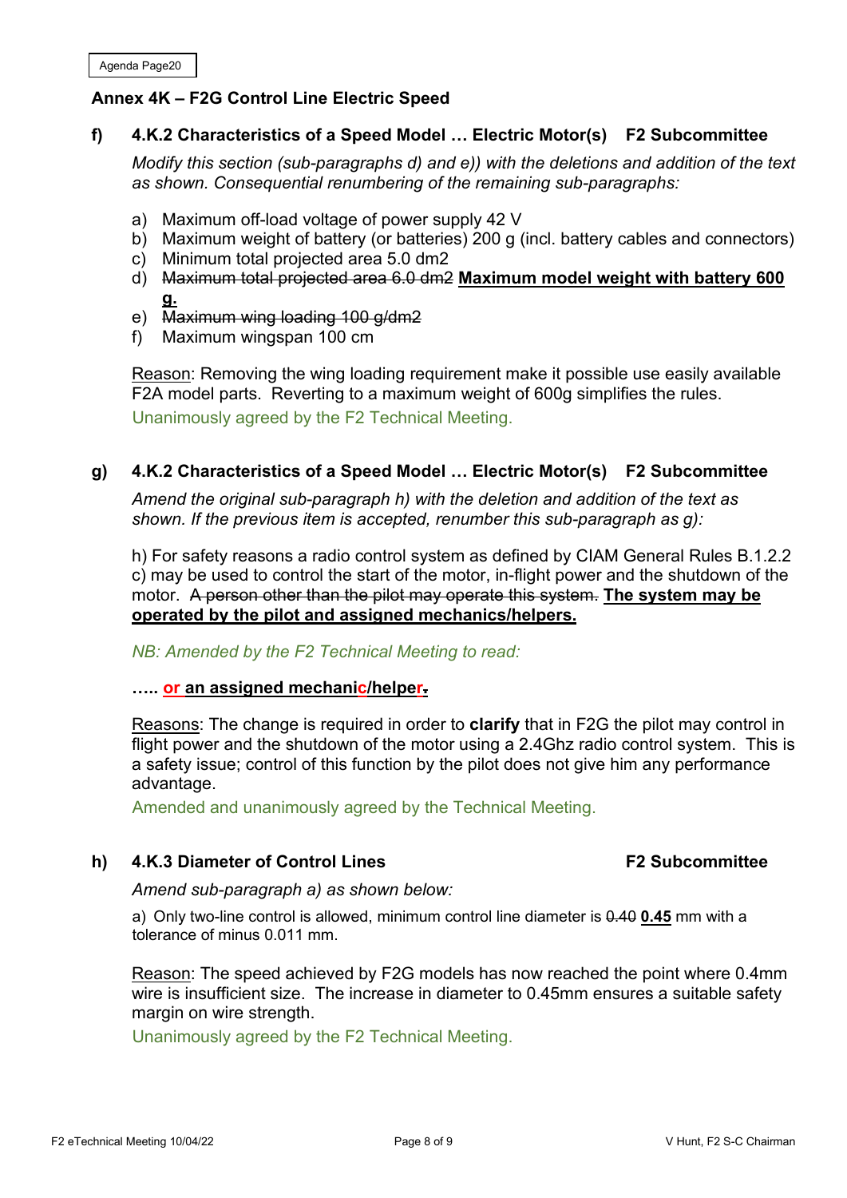Agenda Page20

## Annex 4K – F2G Control Line Electric Speed

### f) 4.K.2 Characteristics of a Speed Model … Electric Motor(s) F2 Subcommittee

*Modify this section (sub-paragraphs d) and e)) with the deletions and addition of the text as shown. Consequential renumbering of the remaining sub-paragraphs:*

a) Maximum off-load voltage of power supply 42 V
b) Maximum weight of battery (or batteries) 200 g (incl. battery cables and connectors)
c) Minimum total projected area 5.0 dm2
d) ~~Maximum total projected area 6.0 dm2~~ **Maximum model weight with battery 600 g.**
e) ~~Maximum wing loading 100 g/dm2~~
f) Maximum wingspan 100 cm

Reason: Removing the wing loading requirement make it possible use easily available F2A model parts. Reverting to a maximum weight of 600g simplifies the rules.

Unanimously agreed by the F2 Technical Meeting.

### g) 4.K.2 Characteristics of a Speed Model … Electric Motor(s) F2 Subcommittee

*Amend the original sub-paragraph h) with the deletion and addition of the text as shown. If the previous item is accepted, renumber this sub-paragraph as g):*

h) For safety reasons a radio control system as defined by CIAM General Rules B.1.2.2 c) may be used to control the start of the motor, in-flight power and the shutdown of the motor. ~~A person other than the pilot may operate this system.~~ **The system may be operated by the pilot and assigned mechanics/helpers.**

*NB: Amended by the F2 Technical Meeting to read:*

**….. or an assigned mechanic/helper.**

Reasons: The change is required in order to **clarify** that in F2G the pilot may control in flight power and the shutdown of the motor using a 2.4Ghz radio control system. This is a safety issue; control of this function by the pilot does not give him any performance advantage.

Amended and unanimously agreed by the Technical Meeting.

### h) 4.K.3 Diameter of Control Lines F2 Subcommittee

*Amend sub-paragraph a) as shown below:*

a) Only two-line control is allowed, minimum control line diameter is ~~0.40~~ **0.45** mm with a tolerance of minus 0.011 mm.

Reason: The speed achieved by F2G models has now reached the point where 0.4mm wire is insufficient size. The increase in diameter to 0.45mm ensures a suitable safety margin on wire strength.

Unanimously agreed by the F2 Technical Meeting.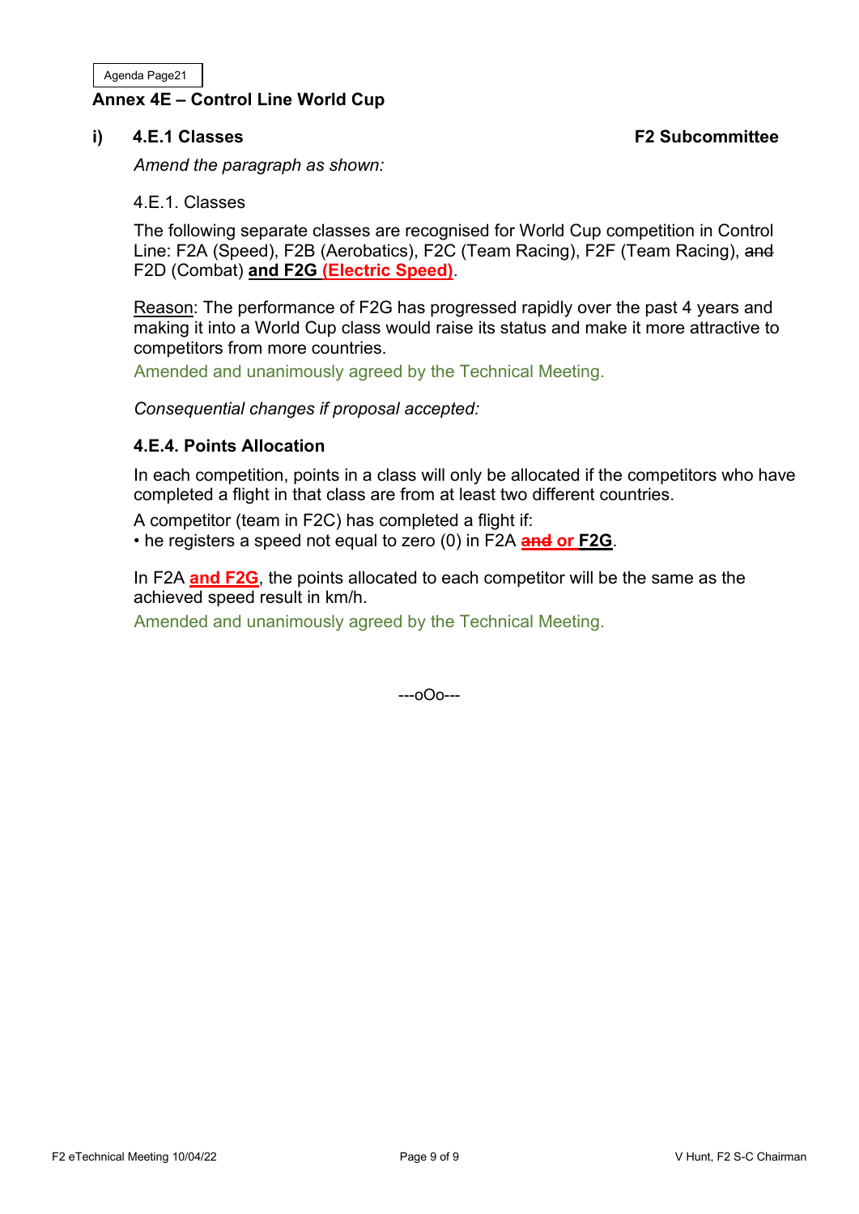Agenda Page21

## Annex 4E – Control Line World Cup

### i) 4.E.1 Classes — F2 Subcommittee

*Amend the paragraph as shown:*

4.E.1. Classes

The following separate classes are recognised for World Cup competition in Control Line: F2A (Speed), F2B (Aerobatics), F2C (Team Racing), F2F (Team Racing), ~~and~~ F2D (Combat) **and F2G (Electric Speed)**.

Reason: The performance of F2G has progressed rapidly over the past 4 years and making it into a World Cup class would raise its status and make it more attractive to competitors from more countries.

Amended and unanimously agreed by the Technical Meeting.

*Consequential changes if proposal accepted:*

#### 4.E.4. Points Allocation

In each competition, points in a class will only be allocated if the competitors who have completed a flight in that class are from at least two different countries.

A competitor (team in F2C) has completed a flight if:

• he registers a speed not equal to zero (0) in F2A ~~and~~ **or F2G**.

In F2A **and F2G**, the points allocated to each competitor will be the same as the achieved speed result in km/h.

Amended and unanimously agreed by the Technical Meeting.

---oOo---